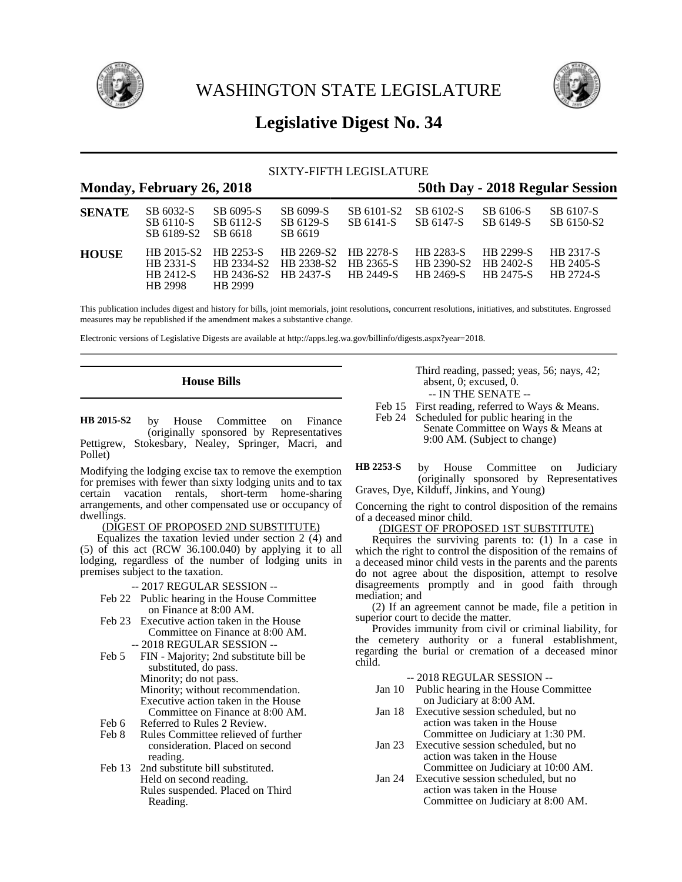# WASHINGTON STATE LEGISLATURE

# Legislative Digest No. 34

SIXTY-FIFTH LEGISLATURE

**Monday, February 26, 2018** **50th Day - 2018 Regular Session**

| | | | | | | | |
|---|---|---|---|---|---|---|---|
| **SENATE** | SB 6032-S<br>SB 6110-S<br>SB 6189-S2 | SB 6095-S<br>SB 6112-S<br>SB 6618 | SB 6099-S<br>SB 6129-S<br>SB 6619 | SB 6101-S2<br>SB 6141-S | SB 6102-S<br>SB 6147-S | SB 6106-S<br>SB 6149-S | SB 6107-S<br>SB 6150-S2 |
| **HOUSE** | HB 2015-S2<br>HB 2331-S<br>HB 2412-S<br>HB 2998 | HB 2253-S<br>HB 2334-S2<br>HB 2436-S2<br>HB 2999 | HB 2269-S2<br>HB 2338-S2<br>HB 2437-S | HB 2278-S<br>HB 2365-S<br>HB 2449-S | HB 2283-S<br>HB 2390-S2<br>HB 2469-S | HB 2299-S<br>HB 2402-S<br>HB 2475-S | HB 2317-S<br>HB 2405-S<br>HB 2724-S |

This publication includes digest and history for bills, joint memorials, joint resolutions, concurrent resolutions, initiatives, and substitutes. Engrossed measures may be republished if the amendment makes a substantive change.

Electronic versions of Legislative Digests are available at http://apps.leg.wa.gov/billinfo/digests.aspx?year=2018.

## House Bills

**HB 2015-S2** by House Committee on Finance (originally sponsored by Representatives Pettigrew, Stokesbary, Nealey, Springer, Macri, and Pollet)

Modifying the lodging excise tax to remove the exemption for premises with fewer than sixty lodging units and to tax certain vacation rentals, short-term home-sharing arrangements, and other compensated use or occupancy of dwellings.

(DIGEST OF PROPOSED 2ND SUBSTITUTE)

Equalizes the taxation levied under section 2 (4) and (5) of this act (RCW 36.100.040) by applying it to all lodging, regardless of the number of lodging units in premises subject to the taxation.

-- 2017 REGULAR SESSION --

Feb 22 Public hearing in the House Committee on Finance at 8:00 AM.

Feb 23 Executive action taken in the House Committee on Finance at 8:00 AM.

-- 2018 REGULAR SESSION --

Feb 5 FIN - Majority; 2nd substitute bill be substituted, do pass.
Minority; do not pass.
Minority; without recommendation.
Executive action taken in the House Committee on Finance at 8:00 AM.

Feb 6 Referred to Rules 2 Review.

Feb 8 Rules Committee relieved of further consideration. Placed on second reading.

Feb 13 2nd substitute bill substituted.
Held on second reading.
Rules suspended. Placed on Third Reading.
Third reading, passed; yeas, 56; nays, 42; absent, 0; excused, 0.

-- IN THE SENATE --

Feb 15 First reading, referred to Ways & Means.

Feb 24 Scheduled for public hearing in the Senate Committee on Ways & Means at 9:00 AM. (Subject to change)

**HB 2253-S** by House Committee on Judiciary (originally sponsored by Representatives Graves, Dye, Kilduff, Jinkins, and Young)

Concerning the right to control disposition of the remains of a deceased minor child.

(DIGEST OF PROPOSED 1ST SUBSTITUTE)

Requires the surviving parents to: (1) In a case in which the right to control the disposition of the remains of a deceased minor child vests in the parents and the parents do not agree about the disposition, attempt to resolve disagreements promptly and in good faith through mediation; and

(2) If an agreement cannot be made, file a petition in superior court to decide the matter.

Provides immunity from civil or criminal liability, for the cemetery authority or a funeral establishment, regarding the burial or cremation of a deceased minor child.

-- 2018 REGULAR SESSION --

Jan 10 Public hearing in the House Committee on Judiciary at 8:00 AM.

Jan 18 Executive session scheduled, but no action was taken in the House Committee on Judiciary at 1:30 PM.

Jan 23 Executive session scheduled, but no action was taken in the House Committee on Judiciary at 10:00 AM.

Jan 24 Executive session scheduled, but no action was taken in the House Committee on Judiciary at 8:00 AM.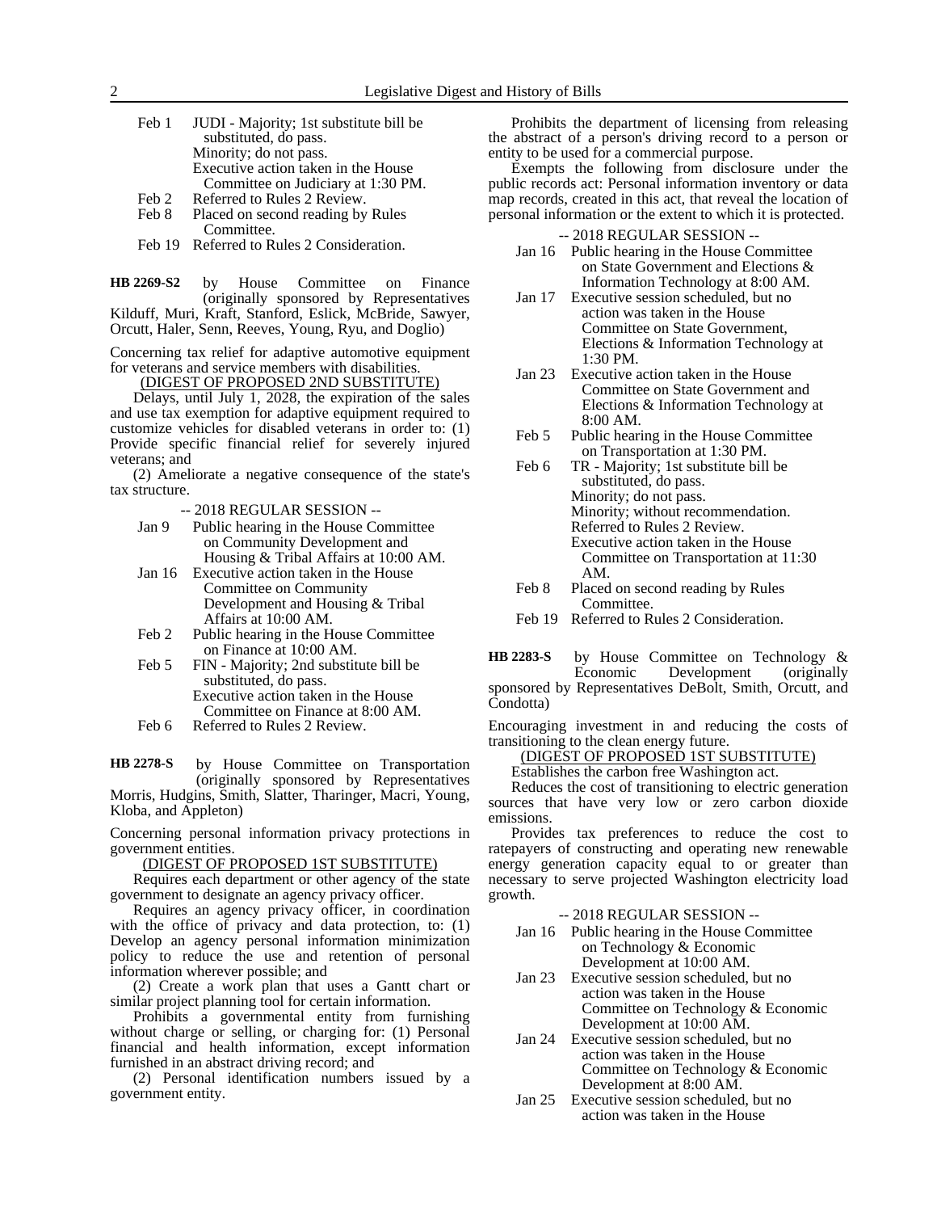Feb 1 JUDI - Majority; 1st substitute bill be substituted, do pass.
Minority; do not pass.
Executive action taken in the House Committee on Judiciary at 1:30 PM.
Feb 2 Referred to Rules 2 Review.
Feb 8 Placed on second reading by Rules Committee.
Feb 19 Referred to Rules 2 Consideration.

**HB 2269-S2** by House Committee on Finance (originally sponsored by Representatives Kilduff, Muri, Kraft, Stanford, Eslick, McBride, Sawyer, Orcutt, Haler, Senn, Reeves, Young, Ryu, and Doglio)

Concerning tax relief for adaptive automotive equipment for veterans and service members with disabilities.

(DIGEST OF PROPOSED 2ND SUBSTITUTE)

Delays, until July 1, 2028, the expiration of the sales and use tax exemption for adaptive equipment required to customize vehicles for disabled veterans in order to: (1) Provide specific financial relief for severely injured veterans; and

(2) Ameliorate a negative consequence of the state's tax structure.

-- 2018 REGULAR SESSION --

Jan 9 Public hearing in the House Committee on Community Development and Housing & Tribal Affairs at 10:00 AM.
Jan 16 Executive action taken in the House Committee on Community Development and Housing & Tribal Affairs at 10:00 AM.
Feb 2 Public hearing in the House Committee on Finance at 10:00 AM.
Feb 5 FIN - Majority; 2nd substitute bill be substituted, do pass.
Executive action taken in the House Committee on Finance at 8:00 AM.
Feb 6 Referred to Rules 2 Review.

**HB 2278-S** by House Committee on Transportation (originally sponsored by Representatives Morris, Hudgins, Smith, Slatter, Tharinger, Macri, Young, Kloba, and Appleton)

Concerning personal information privacy protections in government entities.

(DIGEST OF PROPOSED 1ST SUBSTITUTE)

Requires each department or other agency of the state government to designate an agency privacy officer.

Requires an agency privacy officer, in coordination with the office of privacy and data protection, to: (1) Develop an agency personal information minimization policy to reduce the use and retention of personal information wherever possible; and

(2) Create a work plan that uses a Gantt chart or similar project planning tool for certain information.

Prohibits a governmental entity from furnishing without charge or selling, or charging for: (1) Personal financial and health information, except information furnished in an abstract driving record; and

(2) Personal identification numbers issued by a government entity.

Prohibits the department of licensing from releasing the abstract of a person's driving record to a person or entity to be used for a commercial purpose.

Exempts the following from disclosure under the public records act: Personal information inventory or data map records, created in this act, that reveal the location of personal information or the extent to which it is protected.

-- 2018 REGULAR SESSION --

Jan 16 Public hearing in the House Committee on State Government and Elections & Information Technology at 8:00 AM.
Jan 17 Executive session scheduled, but no action was taken in the House Committee on State Government, Elections & Information Technology at 1:30 PM.
Jan 23 Executive action taken in the House Committee on State Government and Elections & Information Technology at 8:00 AM.
Feb 5 Public hearing in the House Committee on Transportation at 1:30 PM.
Feb 6 TR - Majority; 1st substitute bill be substituted, do pass.
Minority; do not pass.
Minority; without recommendation.
Referred to Rules 2 Review.
Executive action taken in the House Committee on Transportation at 11:30 AM.
Feb 8 Placed on second reading by Rules Committee.
Feb 19 Referred to Rules 2 Consideration.

**HB 2283-S** by House Committee on Technology & Economic Development (originally sponsored by Representatives DeBolt, Smith, Orcutt, and Condotta)

Encouraging investment in and reducing the costs of transitioning to the clean energy future.

(DIGEST OF PROPOSED 1ST SUBSTITUTE)

Establishes the carbon free Washington act.

Reduces the cost of transitioning to electric generation sources that have very low or zero carbon dioxide emissions.

Provides tax preferences to reduce the cost to ratepayers of constructing and operating new renewable energy generation capacity equal to or greater than necessary to serve projected Washington electricity load growth.

-- 2018 REGULAR SESSION --

Jan 16 Public hearing in the House Committee on Technology & Economic Development at 10:00 AM.
Jan 23 Executive session scheduled, but no action was taken in the House Committee on Technology & Economic Development at 10:00 AM.
Jan 24 Executive session scheduled, but no action was taken in the House Committee on Technology & Economic Development at 8:00 AM.
Jan 25 Executive session scheduled, but no action was taken in the House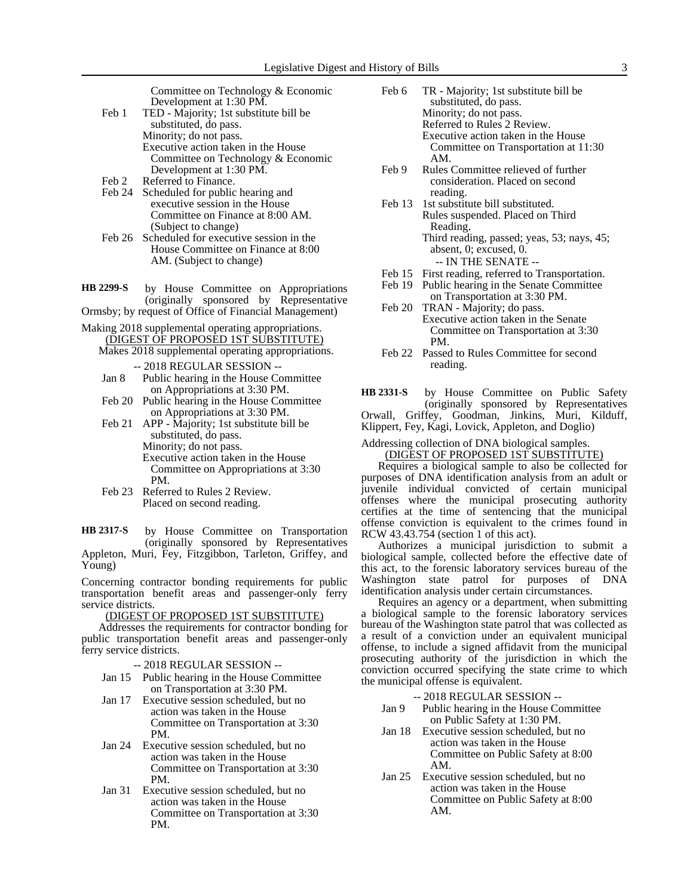Committee on Technology & Economic Development at 1:30 PM.

Feb 1 TED - Majority; 1st substitute bill be substituted, do pass.
Minority; do not pass.
Executive action taken in the House Committee on Technology & Economic Development at 1:30 PM.

Feb 2 Referred to Finance.

Feb 24 Scheduled for public hearing and executive session in the House Committee on Finance at 8:00 AM. (Subject to change)

Feb 26 Scheduled for executive session in the House Committee on Finance at 8:00 AM. (Subject to change)

**HB 2299-S** by House Committee on Appropriations (originally sponsored by Representative Ormsby; by request of Office of Financial Management)

Making 2018 supplemental operating appropriations.

(DIGEST OF PROPOSED 1ST SUBSTITUTE)

Makes 2018 supplemental operating appropriations.

-- 2018 REGULAR SESSION --

Jan 8 Public hearing in the House Committee on Appropriations at 3:30 PM.

Feb 20 Public hearing in the House Committee on Appropriations at 3:30 PM.

Feb 21 APP - Majority; 1st substitute bill be substituted, do pass.
Minority; do not pass.
Executive action taken in the House Committee on Appropriations at 3:30 PM.

Feb 23 Referred to Rules 2 Review.
Placed on second reading.

**HB 2317-S** by House Committee on Transportation (originally sponsored by Representatives Appleton, Muri, Fey, Fitzgibbon, Tarleton, Griffey, and Young)

Concerning contractor bonding requirements for public transportation benefit areas and passenger-only ferry service districts.

(DIGEST OF PROPOSED 1ST SUBSTITUTE)

Addresses the requirements for contractor bonding for public transportation benefit areas and passenger-only ferry service districts.

-- 2018 REGULAR SESSION --

Jan 15 Public hearing in the House Committee on Transportation at 3:30 PM.

Jan 17 Executive session scheduled, but no action was taken in the House Committee on Transportation at 3:30 PM.

Jan 24 Executive session scheduled, but no action was taken in the House Committee on Transportation at 3:30 PM.

Jan 31 Executive session scheduled, but no action was taken in the House Committee on Transportation at 3:30 PM.

Feb 6 TR - Majority; 1st substitute bill be substituted, do pass.
Minority; do not pass.
Referred to Rules 2 Review.
Executive action taken in the House Committee on Transportation at 11:30 AM.

Feb 9 Rules Committee relieved of further consideration. Placed on second reading.

Feb 13 1st substitute bill substituted.
Rules suspended. Placed on Third Reading.
Third reading, passed; yeas, 53; nays, 45; absent, 0; excused, 0.

-- IN THE SENATE --

Feb 15 First reading, referred to Transportation.

Feb 19 Public hearing in the Senate Committee on Transportation at 3:30 PM.

Feb 20 TRAN - Majority; do pass.
Executive action taken in the Senate Committee on Transportation at 3:30 PM.

Feb 22 Passed to Rules Committee for second reading.

**HB 2331-S** by House Committee on Public Safety (originally sponsored by Representatives Orwall, Griffey, Goodman, Jinkins, Muri, Kilduff, Klippert, Fey, Kagi, Lovick, Appleton, and Doglio)

Addressing collection of DNA biological samples.

(DIGEST OF PROPOSED 1ST SUBSTITUTE)

Requires a biological sample to also be collected for purposes of DNA identification analysis from an adult or juvenile individual convicted of certain municipal offenses where the municipal prosecuting authority certifies at the time of sentencing that the municipal offense conviction is equivalent to the crimes found in RCW 43.43.754 (section 1 of this act).

Authorizes a municipal jurisdiction to submit a biological sample, collected before the effective date of this act, to the forensic laboratory services bureau of the Washington state patrol for purposes of DNA identification analysis under certain circumstances.

Requires an agency or a department, when submitting a biological sample to the forensic laboratory services bureau of the Washington state patrol that was collected as a result of a conviction under an equivalent municipal offense, to include a signed affidavit from the municipal prosecuting authority of the jurisdiction in which the conviction occurred specifying the state crime to which the municipal offense is equivalent.

-- 2018 REGULAR SESSION --

Jan 9 Public hearing in the House Committee on Public Safety at 1:30 PM.

Jan 18 Executive session scheduled, but no action was taken in the House Committee on Public Safety at 8:00 AM.

Jan 25 Executive session scheduled, but no action was taken in the House Committee on Public Safety at 8:00 AM.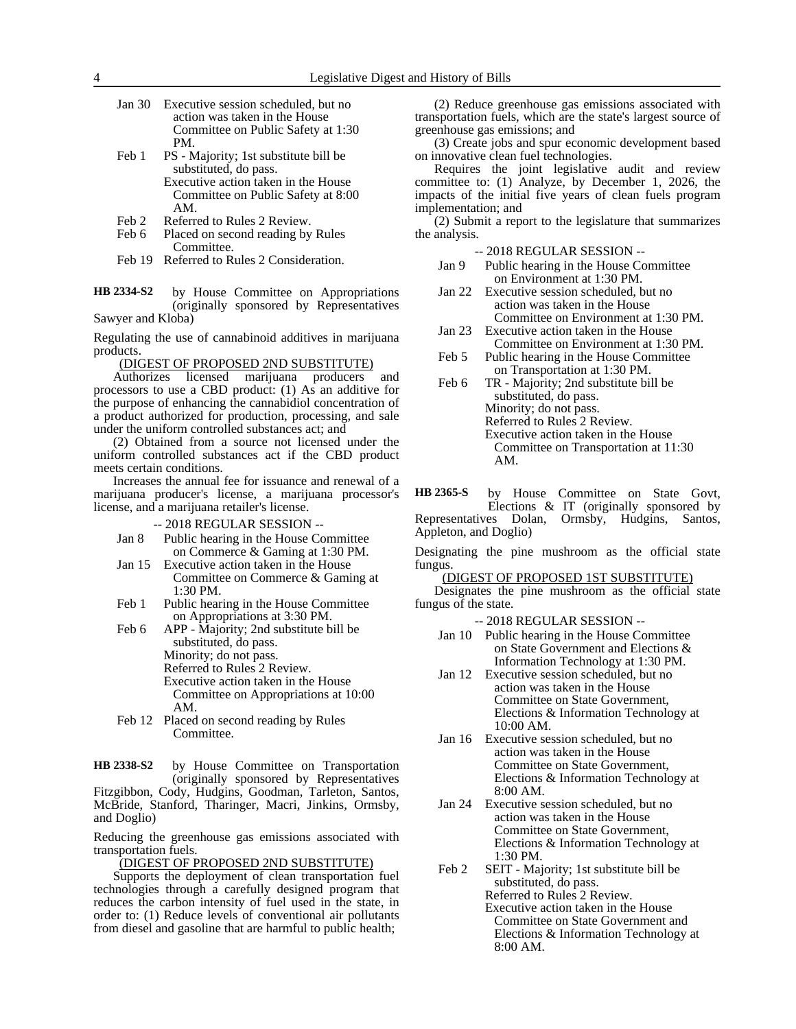Jan 30 Executive session scheduled, but no action was taken in the House Committee on Public Safety at 1:30 PM.

Feb 1 PS - Majority; 1st substitute bill be substituted, do pass.
Executive action taken in the House Committee on Public Safety at 8:00 AM.

Feb 2 Referred to Rules 2 Review.

Feb 6 Placed on second reading by Rules Committee.

Feb 19 Referred to Rules 2 Consideration.

**HB 2334-S2** by House Committee on Appropriations (originally sponsored by Representatives Sawyer and Kloba)

Regulating the use of cannabinoid additives in marijuana products.

(DIGEST OF PROPOSED 2ND SUBSTITUTE)

Authorizes licensed marijuana producers and processors to use a CBD product: (1) As an additive for the purpose of enhancing the cannabidiol concentration of a product authorized for production, processing, and sale under the uniform controlled substances act; and

(2) Obtained from a source not licensed under the uniform controlled substances act if the CBD product meets certain conditions.

Increases the annual fee for issuance and renewal of a marijuana producer's license, a marijuana processor's license, and a marijuana retailer's license.

-- 2018 REGULAR SESSION --

Jan 8 Public hearing in the House Committee on Commerce & Gaming at 1:30 PM.

Jan 15 Executive action taken in the House Committee on Commerce & Gaming at 1:30 PM.

Feb 1 Public hearing in the House Committee on Appropriations at 3:30 PM.

Feb 6 APP - Majority; 2nd substitute bill be substituted, do pass.
Minority; do not pass.
Referred to Rules 2 Review.
Executive action taken in the House Committee on Appropriations at 10:00 AM.

Feb 12 Placed on second reading by Rules Committee.

**HB 2338-S2** by House Committee on Transportation (originally sponsored by Representatives Fitzgibbon, Cody, Hudgins, Goodman, Tarleton, Santos, McBride, Stanford, Tharinger, Macri, Jinkins, Ormsby, and Doglio)

Reducing the greenhouse gas emissions associated with transportation fuels.

(DIGEST OF PROPOSED 2ND SUBSTITUTE)

Supports the deployment of clean transportation fuel technologies through a carefully designed program that reduces the carbon intensity of fuel used in the state, in order to: (1) Reduce levels of conventional air pollutants from diesel and gasoline that are harmful to public health;

(2) Reduce greenhouse gas emissions associated with transportation fuels, which are the state's largest source of greenhouse gas emissions; and

(3) Create jobs and spur economic development based on innovative clean fuel technologies.

Requires the joint legislative audit and review committee to: (1) Analyze, by December 1, 2026, the impacts of the initial five years of clean fuels program implementation; and

(2) Submit a report to the legislature that summarizes the analysis.

-- 2018 REGULAR SESSION --

Jan 9 Public hearing in the House Committee on Environment at 1:30 PM.

Jan 22 Executive session scheduled, but no action was taken in the House Committee on Environment at 1:30 PM.

Jan 23 Executive action taken in the House Committee on Environment at 1:30 PM.

Feb 5 Public hearing in the House Committee on Transportation at 1:30 PM.

Feb 6 TR - Majority; 2nd substitute bill be substituted, do pass.
Minority; do not pass.
Referred to Rules 2 Review.
Executive action taken in the House Committee on Transportation at 11:30 AM.

**HB 2365-S** by House Committee on State Govt, Elections & IT (originally sponsored by Representatives Dolan, Ormsby, Hudgins, Santos, Appleton, and Doglio)

Designating the pine mushroom as the official state fungus.

(DIGEST OF PROPOSED 1ST SUBSTITUTE)

Designates the pine mushroom as the official state fungus of the state.

-- 2018 REGULAR SESSION --

Jan 10 Public hearing in the House Committee on State Government and Elections & Information Technology at 1:30 PM.

Jan 12 Executive session scheduled, but no action was taken in the House Committee on State Government, Elections & Information Technology at 10:00 AM.

Jan 16 Executive session scheduled, but no action was taken in the House Committee on State Government, Elections & Information Technology at 8:00 AM.

Jan 24 Executive session scheduled, but no action was taken in the House Committee on State Government, Elections & Information Technology at 1:30 PM.

Feb 2 SEIT - Majority; 1st substitute bill be substituted, do pass.
Referred to Rules 2 Review.
Executive action taken in the House Committee on State Government and Elections & Information Technology at 8:00 AM.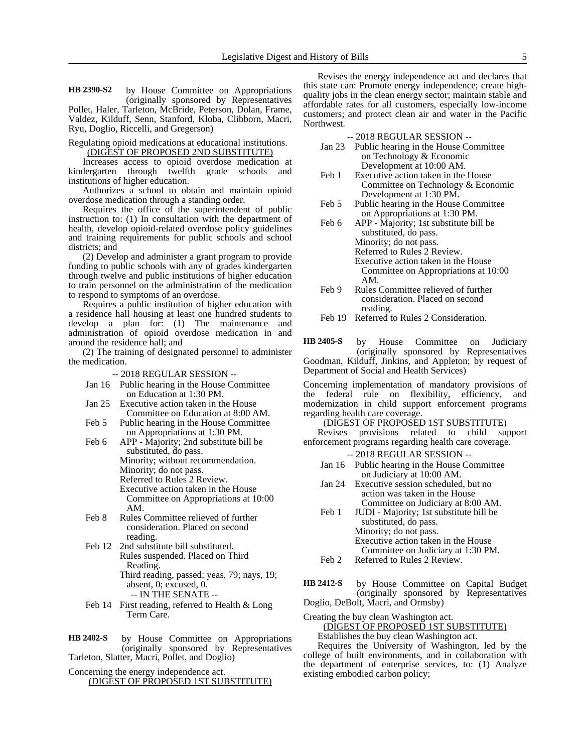**HB 2390-S2** by House Committee on Appropriations (originally sponsored by Representatives Pollet, Haler, Tarleton, McBride, Peterson, Dolan, Frame, Valdez, Kilduff, Senn, Stanford, Kloba, Clibborn, Macri, Ryu, Doglio, Riccelli, and Gregerson)

Regulating opioid medications at educational institutions.

(DIGEST OF PROPOSED 2ND SUBSTITUTE)

Increases access to opioid overdose medication at kindergarten through twelfth grade schools and institutions of higher education.

Authorizes a school to obtain and maintain opioid overdose medication through a standing order.

Requires the office of the superintendent of public instruction to: (1) In consultation with the department of health, develop opioid-related overdose policy guidelines and training requirements for public schools and school districts; and

(2) Develop and administer a grant program to provide funding to public schools with any of grades kindergarten through twelve and public institutions of higher education to train personnel on the administration of the medication to respond to symptoms of an overdose.

Requires a public institution of higher education with a residence hall housing at least one hundred students to develop a plan for: (1) The maintenance and administration of opioid overdose medication in and around the residence hall; and

(2) The training of designated personnel to administer the medication.

-- 2018 REGULAR SESSION --

Jan 16 Public hearing in the House Committee on Education at 1:30 PM.

Jan 25 Executive action taken in the House Committee on Education at 8:00 AM.

Feb 5 Public hearing in the House Committee on Appropriations at 1:30 PM.

Feb 6 APP - Majority; 2nd substitute bill be substituted, do pass.
Minority; without recommendation.
Minority; do not pass.
Referred to Rules 2 Review.
Executive action taken in the House Committee on Appropriations at 10:00 AM.

Feb 8 Rules Committee relieved of further consideration. Placed on second reading.

Feb 12 2nd substitute bill substituted.
Rules suspended. Placed on Third Reading.
Third reading, passed; yeas, 79; nays, 19; absent, 0; excused, 0.

-- IN THE SENATE --

Feb 14 First reading, referred to Health & Long Term Care.

**HB 2402-S** by House Committee on Appropriations (originally sponsored by Representatives Tarleton, Slatter, Macri, Pollet, and Doglio)

Concerning the energy independence act.

(DIGEST OF PROPOSED 1ST SUBSTITUTE)

Revises the energy independence act and declares that this state can: Promote energy independence; create high-quality jobs in the clean energy sector; maintain stable and affordable rates for all customers, especially low-income customers; and protect clean air and water in the Pacific Northwest.

-- 2018 REGULAR SESSION --

Jan 23 Public hearing in the House Committee on Technology & Economic Development at 10:00 AM.

Feb 1 Executive action taken in the House Committee on Technology & Economic Development at 1:30 PM.

Feb 5 Public hearing in the House Committee on Appropriations at 1:30 PM.

Feb 6 APP - Majority; 1st substitute bill be substituted, do pass.
Minority; do not pass.
Referred to Rules 2 Review.
Executive action taken in the House Committee on Appropriations at 10:00 AM.

Feb 9 Rules Committee relieved of further consideration. Placed on second reading.

Feb 19 Referred to Rules 2 Consideration.

**HB 2405-S** by House Committee on Judiciary (originally sponsored by Representatives Goodman, Kilduff, Jinkins, and Appleton; by request of Department of Social and Health Services)

Concerning implementation of mandatory provisions of the federal rule on flexibility, efficiency, and modernization in child support enforcement programs regarding health care coverage.

(DIGEST OF PROPOSED 1ST SUBSTITUTE)

Revises provisions related to child support enforcement programs regarding health care coverage.

-- 2018 REGULAR SESSION --

Jan 16 Public hearing in the House Committee on Judiciary at 10:00 AM.

Jan 24 Executive session scheduled, but no action was taken in the House Committee on Judiciary at 8:00 AM.

Feb 1 JUDI - Majority; 1st substitute bill be substituted, do pass.
Minority; do not pass.
Executive action taken in the House Committee on Judiciary at 1:30 PM.

Feb 2 Referred to Rules 2 Review.

**HB 2412-S** by House Committee on Capital Budget (originally sponsored by Representatives Doglio, DeBolt, Macri, and Ormsby)

Creating the buy clean Washington act.

(DIGEST OF PROPOSED 1ST SUBSTITUTE)

Establishes the buy clean Washington act.

Requires the University of Washington, led by the college of built environments, and in collaboration with the department of enterprise services, to: (1) Analyze existing embodied carbon policy;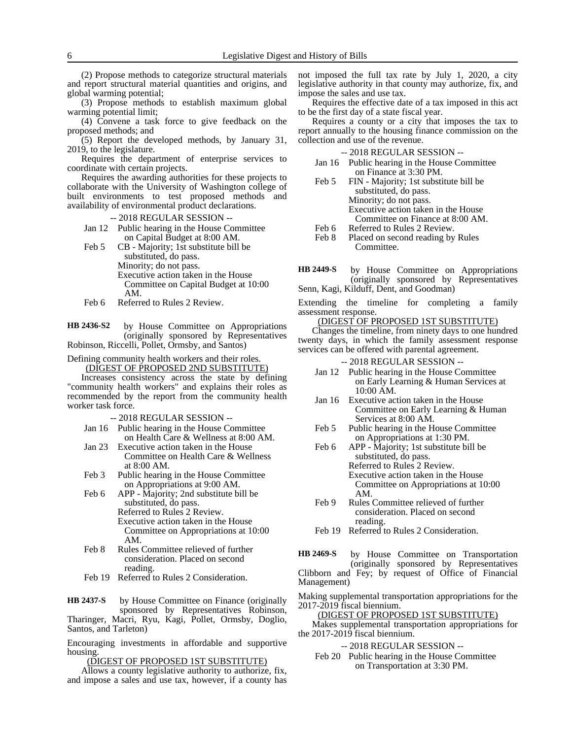(2) Propose methods to categorize structural materials and report structural material quantities and origins, and global warming potential;

(3) Propose methods to establish maximum global warming potential limit;

(4) Convene a task force to give feedback on the proposed methods; and

(5) Report the developed methods, by January 31, 2019, to the legislature.

Requires the department of enterprise services to coordinate with certain projects.

Requires the awarding authorities for these projects to collaborate with the University of Washington college of built environments to test proposed methods and availability of environmental product declarations.

-- 2018 REGULAR SESSION --

Jan 12 Public hearing in the House Committee on Capital Budget at 8:00 AM.

Feb 5 CB - Majority; 1st substitute bill be substituted, do pass.
Minority; do not pass.
Executive action taken in the House Committee on Capital Budget at 10:00 AM.

Feb 6 Referred to Rules 2 Review.

**HB 2436-S2** by House Committee on Appropriations (originally sponsored by Representatives Robinson, Riccelli, Pollet, Ormsby, and Santos)

Defining community health workers and their roles.

(DIGEST OF PROPOSED 2ND SUBSTITUTE)

Increases consistency across the state by defining "community health workers" and explains their roles as recommended by the report from the community health worker task force.

-- 2018 REGULAR SESSION --

Jan 16 Public hearing in the House Committee on Health Care & Wellness at 8:00 AM.

Jan 23 Executive action taken in the House Committee on Health Care & Wellness at 8:00 AM.

Feb 3 Public hearing in the House Committee on Appropriations at 9:00 AM.

Feb 6 APP - Majority; 2nd substitute bill be substituted, do pass.
Referred to Rules 2 Review.
Executive action taken in the House Committee on Appropriations at 10:00 AM.

Feb 8 Rules Committee relieved of further consideration. Placed on second reading.

Feb 19 Referred to Rules 2 Consideration.

**HB 2437-S** by House Committee on Finance (originally sponsored by Representatives Robinson, Tharinger, Macri, Ryu, Kagi, Pollet, Ormsby, Doglio, Santos, and Tarleton)

Encouraging investments in affordable and supportive housing.

(DIGEST OF PROPOSED 1ST SUBSTITUTE)

Allows a county legislative authority to authorize, fix, and impose a sales and use tax, however, if a county has not imposed the full tax rate by July 1, 2020, a city legislative authority in that county may authorize, fix, and impose the sales and use tax.

Requires the effective date of a tax imposed in this act to be the first day of a state fiscal year.

Requires a county or a city that imposes the tax to report annually to the housing finance commission on the collection and use of the revenue.

-- 2018 REGULAR SESSION --

Jan 16 Public hearing in the House Committee on Finance at 3:30 PM.

Feb 5 FIN - Majority; 1st substitute bill be substituted, do pass.
Minority; do not pass.
Executive action taken in the House Committee on Finance at 8:00 AM.

Feb 6 Referred to Rules 2 Review.

Feb 8 Placed on second reading by Rules Committee.

**HB 2449-S** by House Committee on Appropriations (originally sponsored by Representatives Senn, Kagi, Kilduff, Dent, and Goodman)

Extending the timeline for completing a family assessment response.

(DIGEST OF PROPOSED 1ST SUBSTITUTE)

Changes the timeline, from ninety days to one hundred twenty days, in which the family assessment response services can be offered with parental agreement.

-- 2018 REGULAR SESSION --

Jan 12 Public hearing in the House Committee on Early Learning & Human Services at 10:00 AM.

Jan 16 Executive action taken in the House Committee on Early Learning & Human Services at 8:00 AM.

Feb 5 Public hearing in the House Committee on Appropriations at 1:30 PM.

Feb 6 APP - Majority; 1st substitute bill be substituted, do pass.
Referred to Rules 2 Review.
Executive action taken in the House Committee on Appropriations at 10:00 AM.

Feb 9 Rules Committee relieved of further consideration. Placed on second reading.

Feb 19 Referred to Rules 2 Consideration.

**HB 2469-S** by House Committee on Transportation (originally sponsored by Representatives Clibborn and Fey; by request of Office of Financial Management)

Making supplemental transportation appropriations for the 2017-2019 fiscal biennium.

(DIGEST OF PROPOSED 1ST SUBSTITUTE)

Makes supplemental transportation appropriations for the 2017-2019 fiscal biennium.

-- 2018 REGULAR SESSION --

Feb 20 Public hearing in the House Committee on Transportation at 3:30 PM.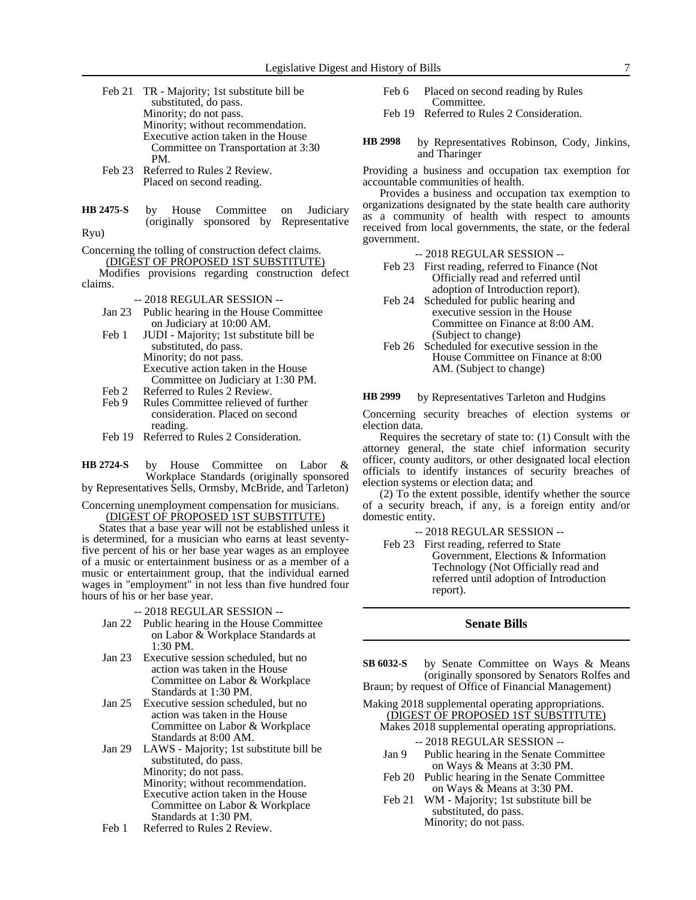Feb 21 TR - Majority; 1st substitute bill be substituted, do pass.
Minority; do not pass.
Minority; without recommendation.
Executive action taken in the House Committee on Transportation at 3:30 PM.

Feb 23 Referred to Rules 2 Review.
Placed on second reading.

**HB 2475-S** by House Committee on Judiciary (originally sponsored by Representative Ryu)

Concerning the tolling of construction defect claims.

(DIGEST OF PROPOSED 1ST SUBSTITUTE)

Modifies provisions regarding construction defect claims.

-- 2018 REGULAR SESSION --

Jan 23 Public hearing in the House Committee on Judiciary at 10:00 AM.

Feb 1 JUDI - Majority; 1st substitute bill be substituted, do pass.
Minority; do not pass.
Executive action taken in the House Committee on Judiciary at 1:30 PM.

Feb 2 Referred to Rules 2 Review.

Feb 9 Rules Committee relieved of further consideration. Placed on second reading.

Feb 19 Referred to Rules 2 Consideration.

**HB 2724-S** by House Committee on Labor & Workplace Standards (originally sponsored by Representatives Sells, Ormsby, McBride, and Tarleton)

Concerning unemployment compensation for musicians.

(DIGEST OF PROPOSED 1ST SUBSTITUTE)

States that a base year will not be established unless it is determined, for a musician who earns at least seventy-five percent of his or her base year wages as an employee of a music or entertainment business or as a member of a music or entertainment group, that the individual earned wages in "employment" in not less than five hundred four hours of his or her base year.

-- 2018 REGULAR SESSION --

Jan 22 Public hearing in the House Committee on Labor & Workplace Standards at 1:30 PM.

Jan 23 Executive session scheduled, but no action was taken in the House Committee on Labor & Workplace Standards at 1:30 PM.

Jan 25 Executive session scheduled, but no action was taken in the House Committee on Labor & Workplace Standards at 8:00 AM.

Jan 29 LAWS - Majority; 1st substitute bill be substituted, do pass.
Minority; do not pass.
Minority; without recommendation.
Executive action taken in the House Committee on Labor & Workplace Standards at 1:30 PM.

Feb 1 Referred to Rules 2 Review.

Feb 6 Placed on second reading by Rules Committee.

Feb 19 Referred to Rules 2 Consideration.

**HB 2998** by Representatives Robinson, Cody, Jinkins, and Tharinger

Providing a business and occupation tax exemption for accountable communities of health.

Provides a business and occupation tax exemption to organizations designated by the state health care authority as a community of health with respect to amounts received from local governments, the state, or the federal government.

-- 2018 REGULAR SESSION --

Feb 23 First reading, referred to Finance (Not Officially read and referred until adoption of Introduction report).

Feb 24 Scheduled for public hearing and executive session in the House Committee on Finance at 8:00 AM. (Subject to change)

Feb 26 Scheduled for executive session in the House Committee on Finance at 8:00 AM. (Subject to change)

**HB 2999** by Representatives Tarleton and Hudgins

Concerning security breaches of election systems or election data.

Requires the secretary of state to: (1) Consult with the attorney general, the state chief information security officer, county auditors, or other designated local election officials to identify instances of security breaches of election systems or election data; and

(2) To the extent possible, identify whether the source of a security breach, if any, is a foreign entity and/or domestic entity.

-- 2018 REGULAR SESSION --

Feb 23 First reading, referred to State Government, Elections & Information Technology (Not Officially read and referred until adoption of Introduction report).

## Senate Bills

**SB 6032-S** by Senate Committee on Ways & Means (originally sponsored by Senators Rolfes and Braun; by request of Office of Financial Management)

Making 2018 supplemental operating appropriations.

(DIGEST OF PROPOSED 1ST SUBSTITUTE)

Makes 2018 supplemental operating appropriations.

-- 2018 REGULAR SESSION --

Jan 9 Public hearing in the Senate Committee on Ways & Means at 3:30 PM.

Feb 20 Public hearing in the Senate Committee on Ways & Means at 3:30 PM.

Feb 21 WM - Majority; 1st substitute bill be substituted, do pass.
Minority; do not pass.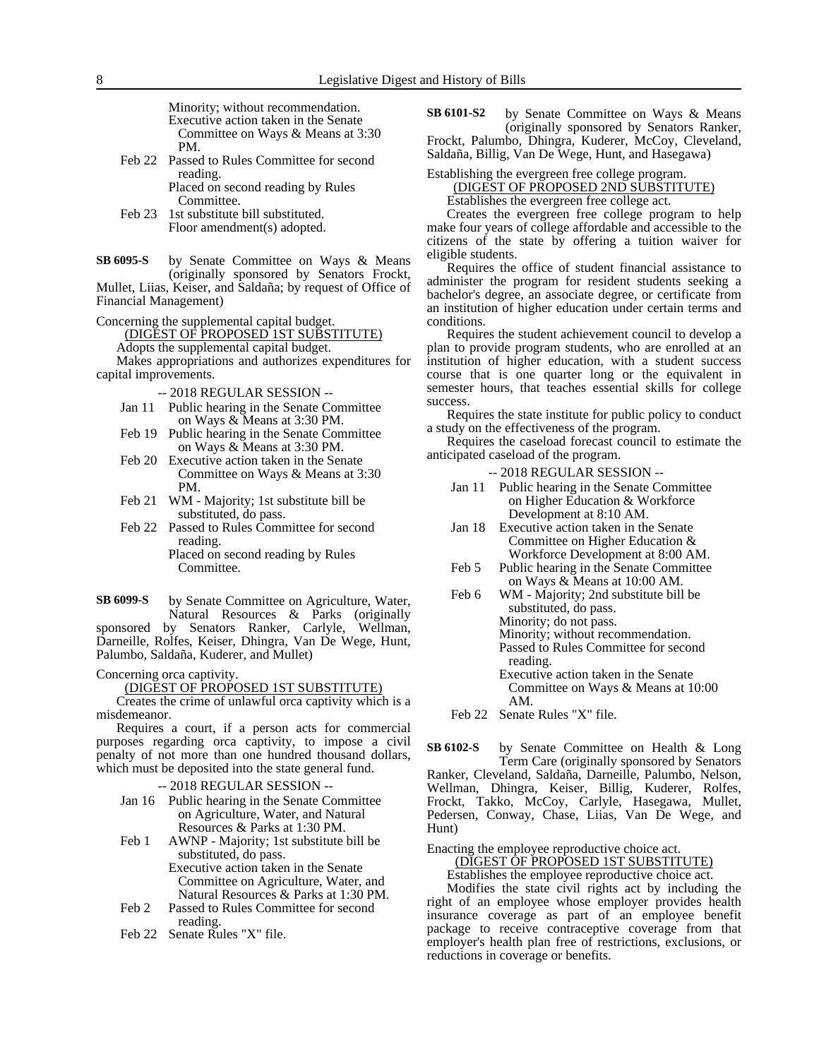Minority; without recommendation.
Executive action taken in the Senate Committee on Ways & Means at 3:30 PM.

Feb 22 Passed to Rules Committee for second reading.
Placed on second reading by Rules Committee.

Feb 23 1st substitute bill substituted.
Floor amendment(s) adopted.

**SB 6095-S** by Senate Committee on Ways & Means (originally sponsored by Senators Frockt, Mullet, Liias, Keiser, and Saldaña; by request of Office of Financial Management)

Concerning the supplemental capital budget.

(DIGEST OF PROPOSED 1ST SUBSTITUTE)

Adopts the supplemental capital budget.

Makes appropriations and authorizes expenditures for capital improvements.

-- 2018 REGULAR SESSION --

Jan 11 Public hearing in the Senate Committee on Ways & Means at 3:30 PM.

Feb 19 Public hearing in the Senate Committee on Ways & Means at 3:30 PM.

Feb 20 Executive action taken in the Senate Committee on Ways & Means at 3:30 PM.

Feb 21 WM - Majority; 1st substitute bill be substituted, do pass.

Feb 22 Passed to Rules Committee for second reading.
Placed on second reading by Rules Committee.

**SB 6099-S** by Senate Committee on Agriculture, Water, Natural Resources & Parks (originally sponsored by Senators Ranker, Carlyle, Wellman, Darneille, Rolfes, Keiser, Dhingra, Van De Wege, Hunt, Palumbo, Saldaña, Kuderer, and Mullet)

Concerning orca captivity.

(DIGEST OF PROPOSED 1ST SUBSTITUTE)

Creates the crime of unlawful orca captivity which is a misdemeanor.

Requires a court, if a person acts for commercial purposes regarding orca captivity, to impose a civil penalty of not more than one hundred thousand dollars, which must be deposited into the state general fund.

-- 2018 REGULAR SESSION --

Jan 16 Public hearing in the Senate Committee on Agriculture, Water, and Natural Resources & Parks at 1:30 PM.

Feb 1 AWNP - Majority; 1st substitute bill be substituted, do pass.
Executive action taken in the Senate Committee on Agriculture, Water, and Natural Resources & Parks at 1:30 PM.

Feb 2 Passed to Rules Committee for second reading.

Feb 22 Senate Rules "X" file.

**SB 6101-S2** by Senate Committee on Ways & Means (originally sponsored by Senators Ranker, Frockt, Palumbo, Dhingra, Kuderer, McCoy, Cleveland, Saldaña, Billig, Van De Wege, Hunt, and Hasegawa)

Establishing the evergreen free college program.

(DIGEST OF PROPOSED 2ND SUBSTITUTE)

Establishes the evergreen free college act.

Creates the evergreen free college program to help make four years of college affordable and accessible to the citizens of the state by offering a tuition waiver for eligible students.

Requires the office of student financial assistance to administer the program for resident students seeking a bachelor's degree, an associate degree, or certificate from an institution of higher education under certain terms and conditions.

Requires the student achievement council to develop a plan to provide program students, who are enrolled at an institution of higher education, with a student success course that is one quarter long or the equivalent in semester hours, that teaches essential skills for college success.

Requires the state institute for public policy to conduct a study on the effectiveness of the program.

Requires the caseload forecast council to estimate the anticipated caseload of the program.

-- 2018 REGULAR SESSION --

Jan 11 Public hearing in the Senate Committee on Higher Education & Workforce Development at 8:10 AM.

Jan 18 Executive action taken in the Senate Committee on Higher Education & Workforce Development at 8:00 AM.

Feb 5 Public hearing in the Senate Committee on Ways & Means at 10:00 AM.

Feb 6 WM - Majority; 2nd substitute bill be substituted, do pass.
Minority; do not pass.
Minority; without recommendation.
Passed to Rules Committee for second reading.
Executive action taken in the Senate Committee on Ways & Means at 10:00 AM.

Feb 22 Senate Rules "X" file.

**SB 6102-S** by Senate Committee on Health & Long Term Care (originally sponsored by Senators Ranker, Cleveland, Saldaña, Darneille, Palumbo, Nelson, Wellman, Dhingra, Keiser, Billig, Kuderer, Rolfes, Frockt, Takko, McCoy, Carlyle, Hasegawa, Mullet, Pedersen, Conway, Chase, Liias, Van De Wege, and Hunt)

Enacting the employee reproductive choice act.

(DIGEST OF PROPOSED 1ST SUBSTITUTE)

Establishes the employee reproductive choice act.

Modifies the state civil rights act by including the right of an employee whose employer provides health insurance coverage as part of an employee benefit package to receive contraceptive coverage from that employer's health plan free of restrictions, exclusions, or reductions in coverage or benefits.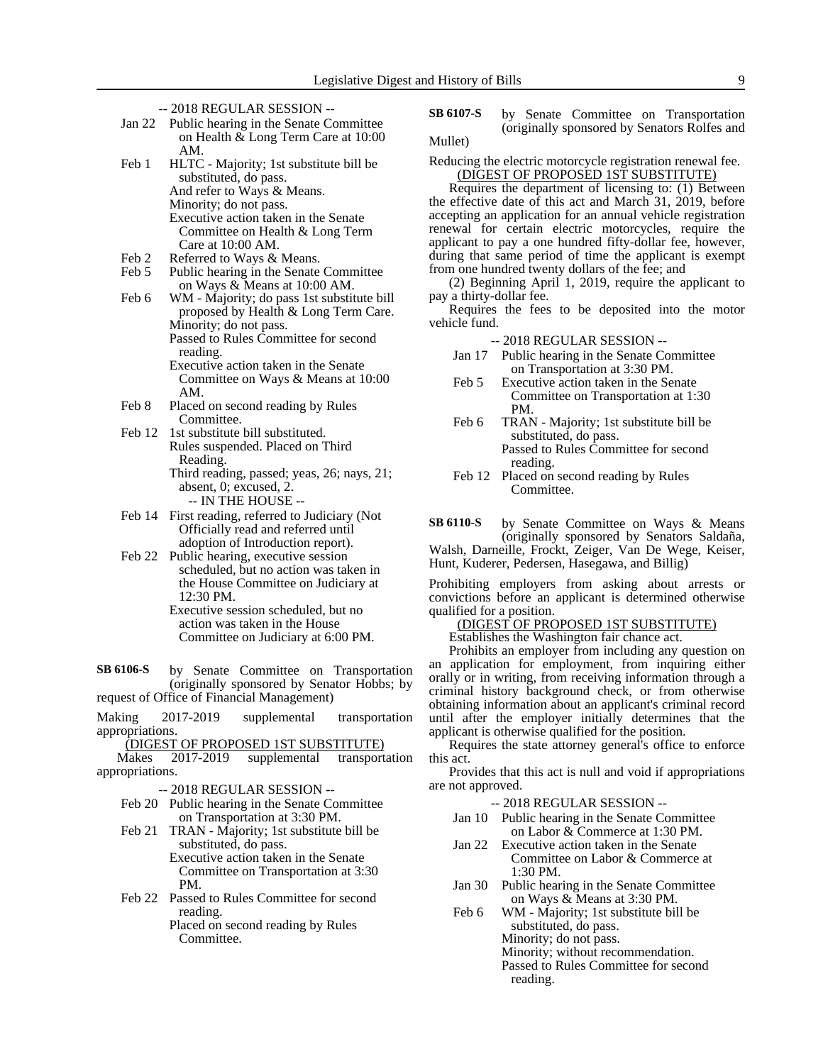-- 2018 REGULAR SESSION --

- Jan 22 Public hearing in the Senate Committee on Health & Long Term Care at 10:00 AM.
- Feb 1 HLTC - Majority; 1st substitute bill be substituted, do pass.
  And refer to Ways & Means.
  Minority; do not pass.
  Executive action taken in the Senate Committee on Health & Long Term Care at 10:00 AM.
- Feb 2 Referred to Ways & Means.
- Feb 5 Public hearing in the Senate Committee on Ways & Means at 10:00 AM.
- Feb 6 WM - Majority; do pass 1st substitute bill proposed by Health & Long Term Care.
  Minority; do not pass.
  Passed to Rules Committee for second reading.
  Executive action taken in the Senate Committee on Ways & Means at 10:00 AM.
- Feb 8 Placed on second reading by Rules Committee.
- Feb 12 1st substitute bill substituted.
  Rules suspended. Placed on Third Reading.
  Third reading, passed; yeas, 26; nays, 21; absent, 0; excused, 2.

-- IN THE HOUSE --

- Feb 14 First reading, referred to Judiciary (Not Officially read and referred until adoption of Introduction report).
- Feb 22 Public hearing, executive session scheduled, but no action was taken in the House Committee on Judiciary at 12:30 PM.
  Executive session scheduled, but no action was taken in the House Committee on Judiciary at 6:00 PM.

**SB 6106-S** by Senate Committee on Transportation (originally sponsored by Senator Hobbs; by request of Office of Financial Management)

Making 2017-2019 supplemental transportation appropriations.

(DIGEST OF PROPOSED 1ST SUBSTITUTE)

Makes 2017-2019 supplemental transportation appropriations.

-- 2018 REGULAR SESSION --

- Feb 20 Public hearing in the Senate Committee on Transportation at 3:30 PM.
- Feb 21 TRAN - Majority; 1st substitute bill be substituted, do pass.
  Executive action taken in the Senate Committee on Transportation at 3:30 PM.
- Feb 22 Passed to Rules Committee for second reading.
  Placed on second reading by Rules Committee.

**SB 6107-S** by Senate Committee on Transportation (originally sponsored by Senators Rolfes and Mullet)

Reducing the electric motorcycle registration renewal fee.

(DIGEST OF PROPOSED 1ST SUBSTITUTE)

Requires the department of licensing to: (1) Between the effective date of this act and March 31, 2019, before accepting an application for an annual vehicle registration renewal for certain electric motorcycles, require the applicant to pay a one hundred fifty-dollar fee, however, during that same period of time the applicant is exempt from one hundred twenty dollars of the fee; and

(2) Beginning April 1, 2019, require the applicant to pay a thirty-dollar fee.

Requires the fees to be deposited into the motor vehicle fund.

-- 2018 REGULAR SESSION --

- Jan 17 Public hearing in the Senate Committee on Transportation at 3:30 PM.
- Feb 5 Executive action taken in the Senate Committee on Transportation at 1:30 PM.
- Feb 6 TRAN - Majority; 1st substitute bill be substituted, do pass.
  Passed to Rules Committee for second reading.
- Feb 12 Placed on second reading by Rules Committee.

**SB 6110-S** by Senate Committee on Ways & Means (originally sponsored by Senators Saldaña, Walsh, Darneille, Frockt, Zeiger, Van De Wege, Keiser, Hunt, Kuderer, Pedersen, Hasegawa, and Billig)

Prohibiting employers from asking about arrests or convictions before an applicant is determined otherwise qualified for a position.

(DIGEST OF PROPOSED 1ST SUBSTITUTE)

Establishes the Washington fair chance act.

Prohibits an employer from including any question on an application for employment, from inquiring either orally or in writing, from receiving information through a criminal history background check, or from otherwise obtaining information about an applicant's criminal record until after the employer initially determines that the applicant is otherwise qualified for the position.

Requires the state attorney general's office to enforce this act.

Provides that this act is null and void if appropriations are not approved.

-- 2018 REGULAR SESSION --

- Jan 10 Public hearing in the Senate Committee on Labor & Commerce at 1:30 PM.
- Jan 22 Executive action taken in the Senate Committee on Labor & Commerce at 1:30 PM.
- Jan 30 Public hearing in the Senate Committee on Ways & Means at 3:30 PM.
- Feb 6 WM - Majority; 1st substitute bill be substituted, do pass.
  Minority; do not pass.
  Minority; without recommendation.
  Passed to Rules Committee for second reading.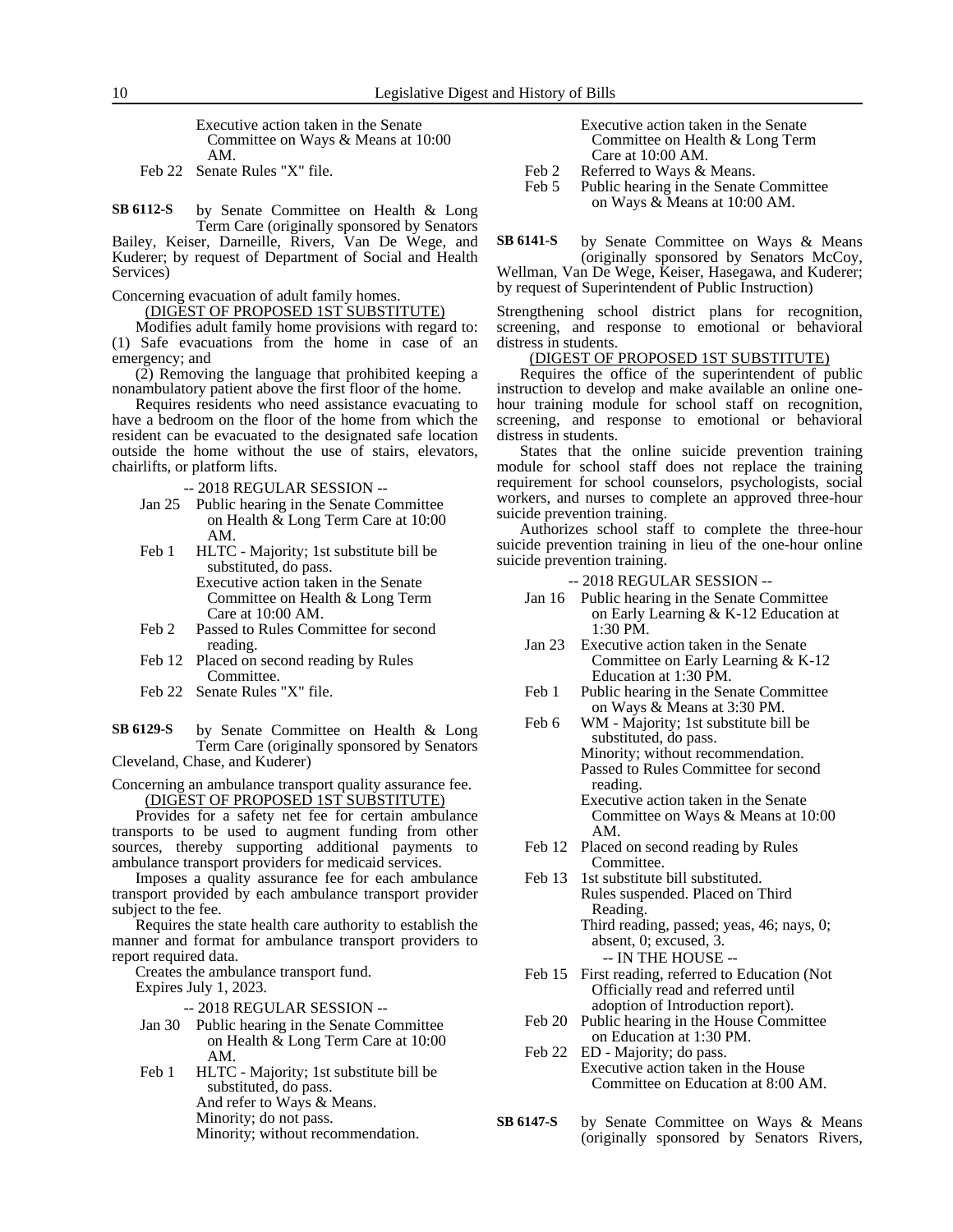Executive action taken in the Senate Committee on Ways & Means at 10:00 AM.

Feb 22 Senate Rules "X" file.

**SB 6112-S** by Senate Committee on Health & Long Term Care (originally sponsored by Senators Bailey, Keiser, Darneille, Rivers, Van De Wege, and Kuderer; by request of Department of Social and Health Services)

Concerning evacuation of adult family homes.

(DIGEST OF PROPOSED 1ST SUBSTITUTE)

Modifies adult family home provisions with regard to: (1) Safe evacuations from the home in case of an emergency; and

(2) Removing the language that prohibited keeping a nonambulatory patient above the first floor of the home.

Requires residents who need assistance evacuating to have a bedroom on the floor of the home from which the resident can be evacuated to the designated safe location outside the home without the use of stairs, elevators, chairlifts, or platform lifts.

-- 2018 REGULAR SESSION --

Jan 25 Public hearing in the Senate Committee on Health & Long Term Care at 10:00 AM.

Feb 1 HLTC - Majority; 1st substitute bill be substituted, do pass.
Executive action taken in the Senate Committee on Health & Long Term Care at 10:00 AM.

Feb 2 Passed to Rules Committee for second reading.

Feb 12 Placed on second reading by Rules Committee.

Feb 22 Senate Rules "X" file.

**SB 6129-S** by Senate Committee on Health & Long Term Care (originally sponsored by Senators Cleveland, Chase, and Kuderer)

Concerning an ambulance transport quality assurance fee.

(DIGEST OF PROPOSED 1ST SUBSTITUTE)

Provides for a safety net fee for certain ambulance transports to be used to augment funding from other sources, thereby supporting additional payments to ambulance transport providers for medicaid services.

Imposes a quality assurance fee for each ambulance transport provided by each ambulance transport provider subject to the fee.

Requires the state health care authority to establish the manner and format for ambulance transport providers to report required data.

Creates the ambulance transport fund.

Expires July 1, 2023.

-- 2018 REGULAR SESSION --

Jan 30 Public hearing in the Senate Committee on Health & Long Term Care at 10:00 AM.

Feb 1 HLTC - Majority; 1st substitute bill be substituted, do pass.
And refer to Ways & Means.
Minority; do not pass.
Minority; without recommendation.
Executive action taken in the Senate Committee on Health & Long Term Care at 10:00 AM.

Feb 2 Referred to Ways & Means.

Feb 5 Public hearing in the Senate Committee on Ways & Means at 10:00 AM.

**SB 6141-S** by Senate Committee on Ways & Means (originally sponsored by Senators McCoy, Wellman, Van De Wege, Keiser, Hasegawa, and Kuderer; by request of Superintendent of Public Instruction)

Strengthening school district plans for recognition, screening, and response to emotional or behavioral distress in students.

(DIGEST OF PROPOSED 1ST SUBSTITUTE)

Requires the office of the superintendent of public instruction to develop and make available an online one-hour training module for school staff on recognition, screening, and response to emotional or behavioral distress in students.

States that the online suicide prevention training module for school staff does not replace the training requirement for school counselors, psychologists, social workers, and nurses to complete an approved three-hour suicide prevention training.

Authorizes school staff to complete the three-hour suicide prevention training in lieu of the one-hour online suicide prevention training.

-- 2018 REGULAR SESSION --

Jan 16 Public hearing in the Senate Committee on Early Learning & K-12 Education at 1:30 PM.

Jan 23 Executive action taken in the Senate Committee on Early Learning & K-12 Education at 1:30 PM.

Feb 1 Public hearing in the Senate Committee on Ways & Means at 3:30 PM.

Feb 6 WM - Majority; 1st substitute bill be substituted, do pass.
Minority; without recommendation.
Passed to Rules Committee for second reading.
Executive action taken in the Senate Committee on Ways & Means at 10:00 AM.

Feb 12 Placed on second reading by Rules Committee.

Feb 13 1st substitute bill substituted.
Rules suspended. Placed on Third Reading.
Third reading, passed; yeas, 46; nays, 0; absent, 0; excused, 3.

-- IN THE HOUSE --

Feb 15 First reading, referred to Education (Not Officially read and referred until adoption of Introduction report).

Feb 20 Public hearing in the House Committee on Education at 1:30 PM.

Feb 22 ED - Majority; do pass.
Executive action taken in the House Committee on Education at 8:00 AM.

**SB 6147-S** by Senate Committee on Ways & Means (originally sponsored by Senators Rivers,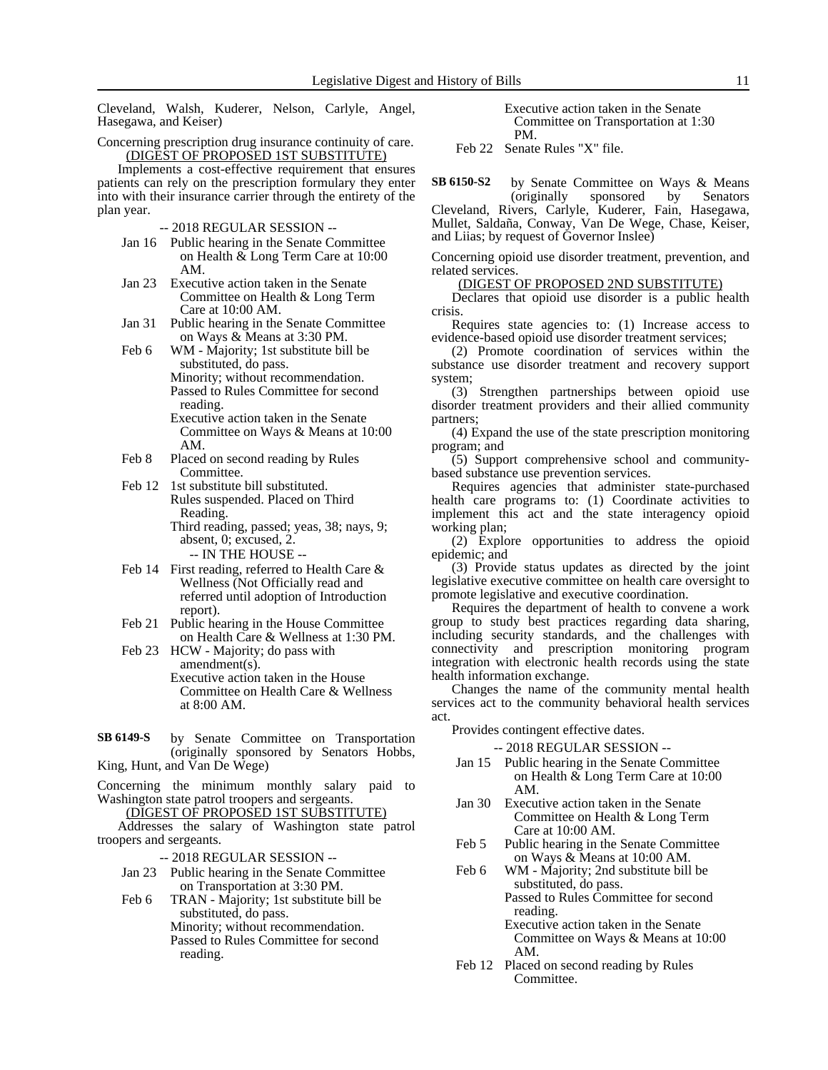Cleveland, Walsh, Kuderer, Nelson, Carlyle, Angel, Hasegawa, and Keiser)

Concerning prescription drug insurance continuity of care.

(DIGEST OF PROPOSED 1ST SUBSTITUTE)

Implements a cost-effective requirement that ensures patients can rely on the prescription formulary they enter into with their insurance carrier through the entirety of the plan year.

-- 2018 REGULAR SESSION --

Jan 16 Public hearing in the Senate Committee on Health & Long Term Care at 10:00 AM.

Jan 23 Executive action taken in the Senate Committee on Health & Long Term Care at 10:00 AM.

Jan 31 Public hearing in the Senate Committee on Ways & Means at 3:30 PM.

Feb 6 WM - Majority; 1st substitute bill be substituted, do pass.
Minority; without recommendation.
Passed to Rules Committee for second reading.
Executive action taken in the Senate Committee on Ways & Means at 10:00 AM.

Feb 8 Placed on second reading by Rules Committee.

Feb 12 1st substitute bill substituted.
Rules suspended. Placed on Third Reading.
Third reading, passed; yeas, 38; nays, 9; absent, 0; excused, 2.

-- IN THE HOUSE --

Feb 14 First reading, referred to Health Care & Wellness (Not Officially read and referred until adoption of Introduction report).

Feb 21 Public hearing in the House Committee on Health Care & Wellness at 1:30 PM.

Feb 23 HCW - Majority; do pass with amendment(s).
Executive action taken in the House Committee on Health Care & Wellness at 8:00 AM.

**SB 6149-S** by Senate Committee on Transportation (originally sponsored by Senators Hobbs, King, Hunt, and Van De Wege)

Concerning the minimum monthly salary paid to Washington state patrol troopers and sergeants.

(DIGEST OF PROPOSED 1ST SUBSTITUTE)

Addresses the salary of Washington state patrol troopers and sergeants.

-- 2018 REGULAR SESSION --

Jan 23 Public hearing in the Senate Committee on Transportation at 3:30 PM.

Feb 6 TRAN - Majority; 1st substitute bill be substituted, do pass.
Minority; without recommendation.
Passed to Rules Committee for second reading.
Executive action taken in the Senate Committee on Transportation at 1:30 PM.

Feb 22 Senate Rules "X" file.

**SB 6150-S2** by Senate Committee on Ways & Means (originally sponsored by Senators Cleveland, Rivers, Carlyle, Kuderer, Fain, Hasegawa, Mullet, Saldaña, Conway, Van De Wege, Chase, Keiser, and Liias; by request of Governor Inslee)

Concerning opioid use disorder treatment, prevention, and related services.

(DIGEST OF PROPOSED 2ND SUBSTITUTE)

Declares that opioid use disorder is a public health crisis.

Requires state agencies to: (1) Increase access to evidence-based opioid use disorder treatment services;

(2) Promote coordination of services within the substance use disorder treatment and recovery support system;

(3) Strengthen partnerships between opioid use disorder treatment providers and their allied community partners;

(4) Expand the use of the state prescription monitoring program; and

(5) Support comprehensive school and community-based substance use prevention services.

Requires agencies that administer state-purchased health care programs to: (1) Coordinate activities to implement this act and the state interagency opioid working plan;

(2) Explore opportunities to address the opioid epidemic; and

(3) Provide status updates as directed by the joint legislative executive committee on health care oversight to promote legislative and executive coordination.

Requires the department of health to convene a work group to study best practices regarding data sharing, including security standards, and the challenges with connectivity and prescription monitoring program integration with electronic health records using the state health information exchange.

Changes the name of the community mental health services act to the community behavioral health services act.

Provides contingent effective dates.

-- 2018 REGULAR SESSION --

Jan 15 Public hearing in the Senate Committee on Health & Long Term Care at 10:00 AM.

Jan 30 Executive action taken in the Senate Committee on Health & Long Term Care at 10:00 AM.

Feb 5 Public hearing in the Senate Committee on Ways & Means at 10:00 AM.

Feb 6 WM - Majority; 2nd substitute bill be substituted, do pass.
Passed to Rules Committee for second reading.
Executive action taken in the Senate Committee on Ways & Means at 10:00 AM.

Feb 12 Placed on second reading by Rules Committee.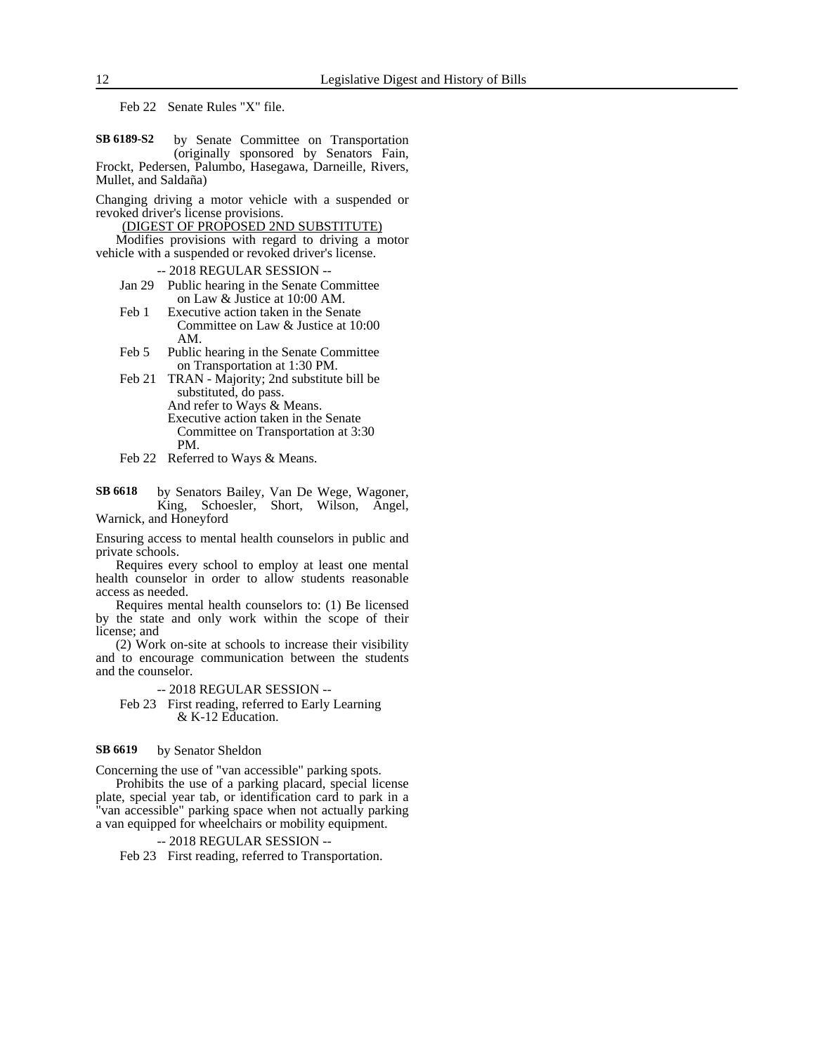Feb 22 Senate Rules "X" file.

**SB 6189-S2** by Senate Committee on Transportation (originally sponsored by Senators Fain, Frockt, Pedersen, Palumbo, Hasegawa, Darneille, Rivers, Mullet, and Saldaña)

Changing driving a motor vehicle with a suspended or revoked driver's license provisions.

<u>(DIGEST OF PROPOSED 2ND SUBSTITUTE)</u>

Modifies provisions with regard to driving a motor vehicle with a suspended or revoked driver's license.

-- 2018 REGULAR SESSION --

Jan 29 Public hearing in the Senate Committee on Law & Justice at 10:00 AM.

Feb 1 Executive action taken in the Senate Committee on Law & Justice at 10:00 AM.

Feb 5 Public hearing in the Senate Committee on Transportation at 1:30 PM.

Feb 21 TRAN - Majority; 2nd substitute bill be substituted, do pass.
And refer to Ways & Means.
Executive action taken in the Senate Committee on Transportation at 3:30 PM.

Feb 22 Referred to Ways & Means.

**SB 6618** by Senators Bailey, Van De Wege, Wagoner, King, Schoesler, Short, Wilson, Angel, Warnick, and Honeyford

Ensuring access to mental health counselors in public and private schools.

Requires every school to employ at least one mental health counselor in order to allow students reasonable access as needed.

Requires mental health counselors to: (1) Be licensed by the state and only work within the scope of their license; and

(2) Work on-site at schools to increase their visibility and to encourage communication between the students and the counselor.

-- 2018 REGULAR SESSION --

Feb 23 First reading, referred to Early Learning & K-12 Education.

**SB 6619** by Senator Sheldon

Concerning the use of "van accessible" parking spots.

Prohibits the use of a parking placard, special license plate, special year tab, or identification card to park in a "van accessible" parking space when not actually parking a van equipped for wheelchairs or mobility equipment.

-- 2018 REGULAR SESSION --

Feb 23 First reading, referred to Transportation.